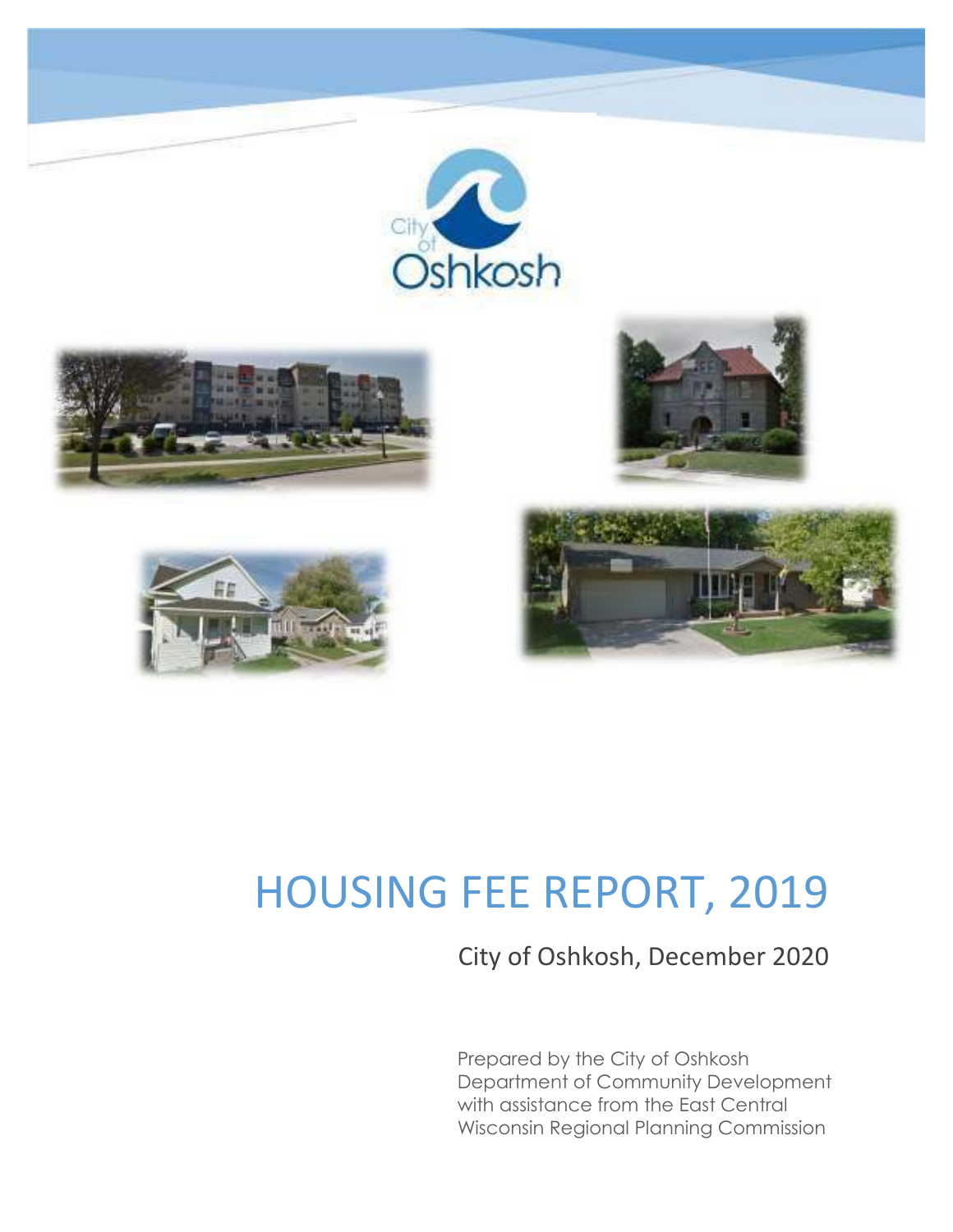# HOUSING FEE REPORT, 2019

City of Oshkosh, December 2020

Prepared by the City of Oshkosh Department of Community Development with assistance from the East Central Wisconsin Regional Planning Commission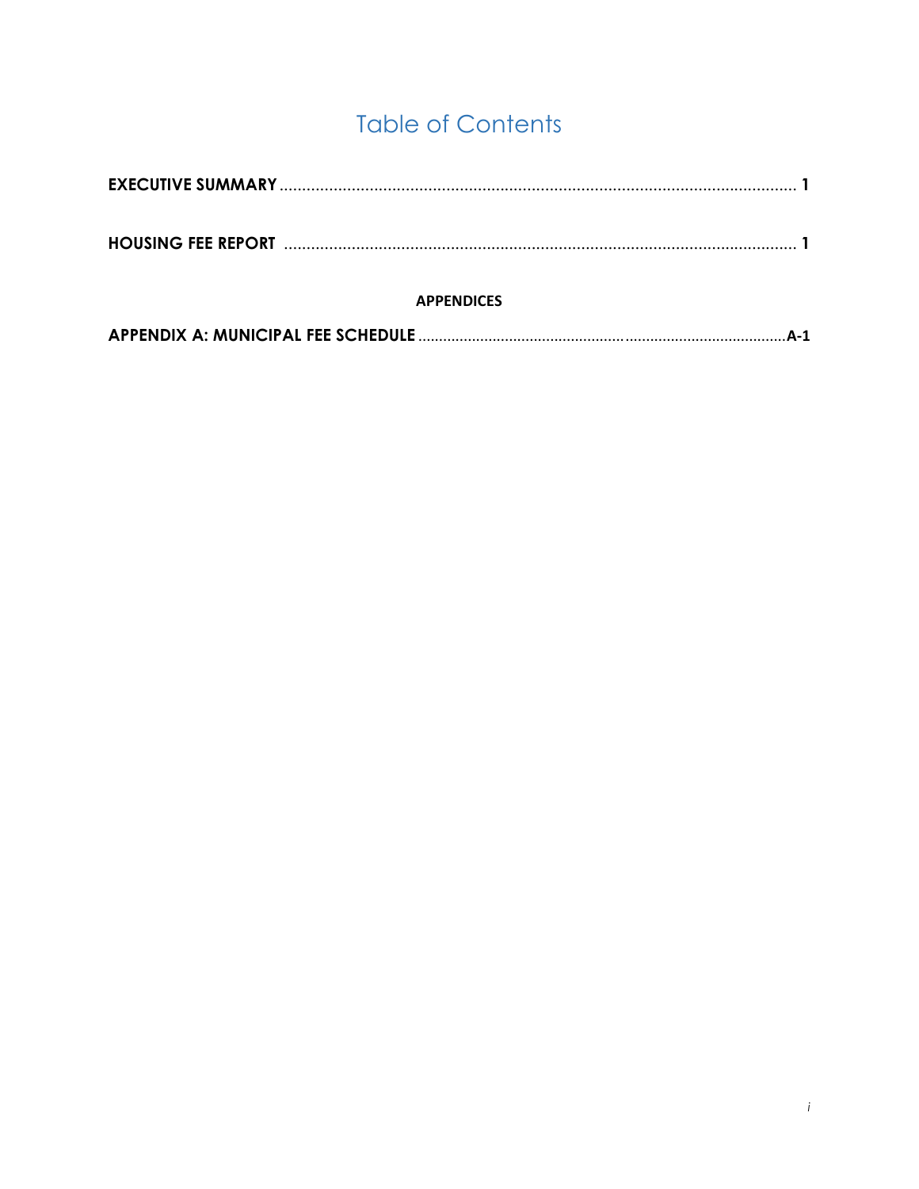# Table of Contents

**EXECUTIVE SUMMARY** .................................................................................................................. **1**

**HOUSING FEE REPORT** .............................................................................................................. **1**

**APPENDICES**

**APPENDIX A: MUNICIPAL FEE SCHEDULE** ........................................................................................**A-1**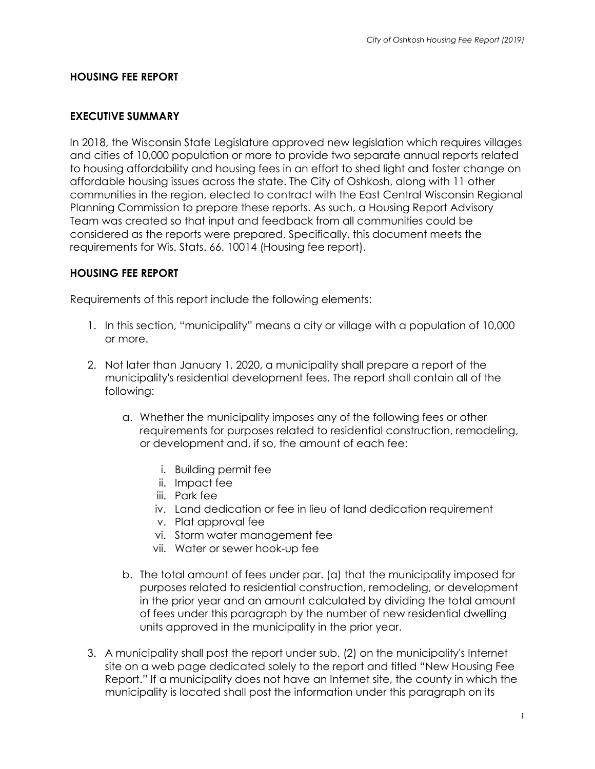## HOUSING FEE REPORT

## EXECUTIVE SUMMARY

In 2018, the Wisconsin State Legislature approved new legislation which requires villages and cities of 10,000 population or more to provide two separate annual reports related to housing affordability and housing fees in an effort to shed light and foster change on affordable housing issues across the state. The City of Oshkosh, along with 11 other communities in the region, elected to contract with the East Central Wisconsin Regional Planning Commission to prepare these reports. As such, a Housing Report Advisory Team was created so that input and feedback from all communities could be considered as the reports were prepared. Specifically, this document meets the requirements for Wis. Stats. 66. 10014 (Housing fee report).

## HOUSING FEE REPORT

Requirements of this report include the following elements:

1. In this section, "municipality" means a city or village with a population of 10,000 or more.
2. Not later than January 1, 2020, a municipality shall prepare a report of the municipality's residential development fees. The report shall contain all of the following:
   a. Whether the municipality imposes any of the following fees or other requirements for purposes related to residential construction, remodeling, or development and, if so, the amount of each fee:
      i. Building permit fee
      ii. Impact fee
      iii. Park fee
      iv. Land dedication or fee in lieu of land dedication requirement
      v. Plat approval fee
      vi. Storm water management fee
      vii. Water or sewer hook-up fee
   b. The total amount of fees under par. (a) that the municipality imposed for purposes related to residential construction, remodeling, or development in the prior year and an amount calculated by dividing the total amount of fees under this paragraph by the number of new residential dwelling units approved in the municipality in the prior year.
3. A municipality shall post the report under sub. (2) on the municipality's Internet site on a web page dedicated solely to the report and titled "New Housing Fee Report." If a municipality does not have an Internet site, the county in which the municipality is located shall post the information under this paragraph on its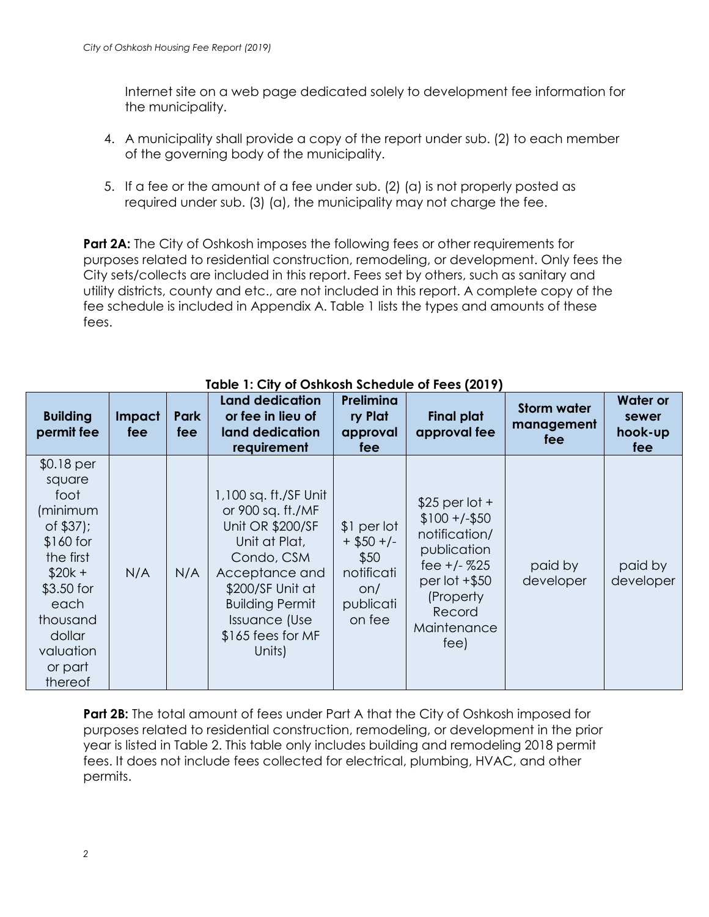Internet site on a web page dedicated solely to development fee information for the municipality.

4. A municipality shall provide a copy of the report under sub. (2) to each member of the governing body of the municipality.

5. If a fee or the amount of a fee under sub. (2) (a) is not properly posted as required under sub. (3) (a), the municipality may not charge the fee.

**Part 2A:** The City of Oshkosh imposes the following fees or other requirements for purposes related to residential construction, remodeling, or development. Only fees the City sets/collects are included in this report. Fees set by others, such as sanitary and utility districts, county and etc., are not included in this report. A complete copy of the fee schedule is included in Appendix A. Table 1 lists the types and amounts of these fees.

**Table 1: City of Oshkosh Schedule of Fees (2019)**

| Building permit fee | Impact fee | Park fee | Land dedication or fee in lieu of land dedication requirement | Preliminary Plat approval fee | Final plat approval fee | Storm water management fee | Water or sewer hook-up fee |
|---|---|---|---|---|---|---|---|
| $0.18 per square foot (minimum of $37); $160 for the first $20k + $3.50 for each thousand dollar valuation or part thereof | N/A | N/A | 1,100 sq. ft./SF Unit or 900 sq. ft./MF Unit OR $200/SF Unit at Plat, Condo, CSM Acceptance and $200/SF Unit at Building Permit Issuance (Use $165 fees for MF Units) | $1 per lot + $50 +/- $50 notification/ publication fee | $25 per lot + $100 +/-$50 notification/ publication fee +/- %25 per lot +$50 (Property Record Maintenance fee) | paid by developer | paid by developer |

**Part 2B:** The total amount of fees under Part A that the City of Oshkosh imposed for purposes related to residential construction, remodeling, or development in the prior year is listed in Table 2. This table only includes building and remodeling 2018 permit fees. It does not include fees collected for electrical, plumbing, HVAC, and other permits.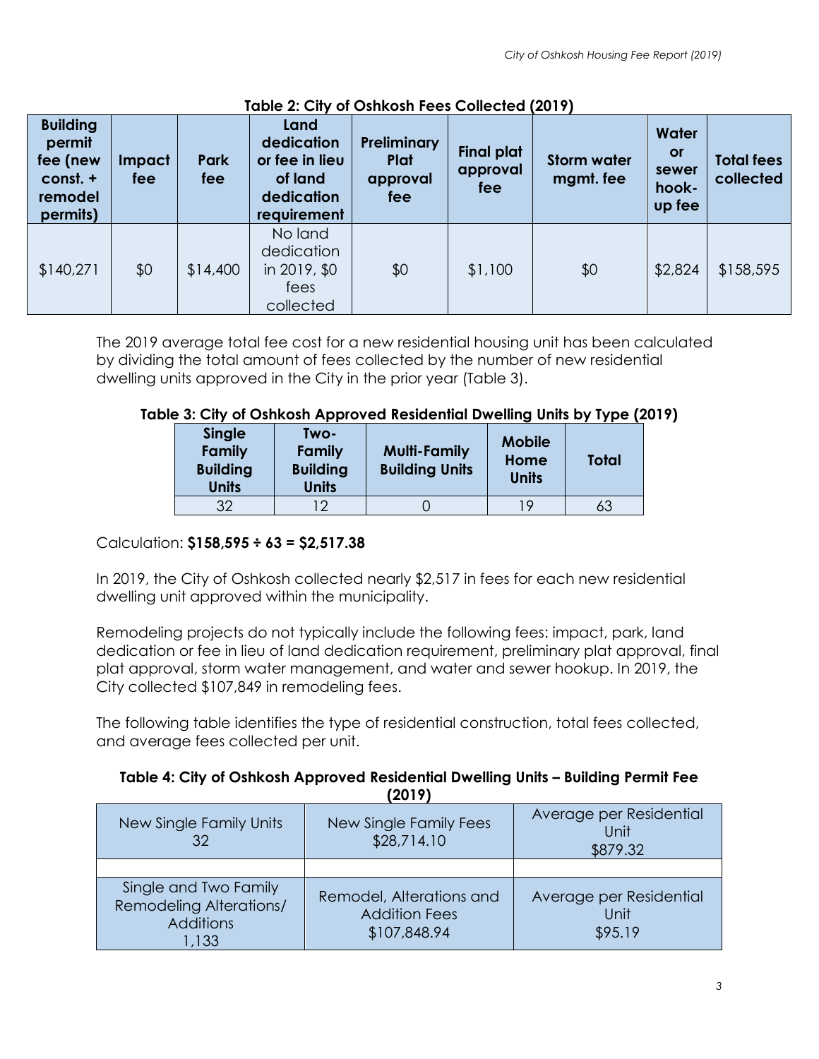**Table 2: City of Oshkosh Fees Collected (2019)**

| Building permit fee (new const. + remodel permits) | Impact fee | Park fee | Land dedication or fee in lieu of land dedication requirement | Preliminary Plat approval fee | Final plat approval fee | Storm water mgmt. fee | Water or sewer hook-up fee | Total fees collected |
|---|---|---|---|---|---|---|---|---|
| $140,271 | $0 | $14,400 | No land dedication in 2019, $0 fees collected | $0 | $1,100 | $0 | $2,824 | $158,595 |

The 2019 average total fee cost for a new residential housing unit has been calculated by dividing the total amount of fees collected by the number of new residential dwelling units approved in the City in the prior year (Table 3).

**Table 3: City of Oshkosh Approved Residential Dwelling Units by Type (2019)**

| Single Family Building Units | Two-Family Building Units | Multi-Family Building Units | Mobile Home Units | Total |
|---|---|---|---|---|
| 32 | 12 | 0 | 19 | 63 |

Calculation: **$158,595 ÷ 63 = $2,517.38**

In 2019, the City of Oshkosh collected nearly $2,517 in fees for each new residential dwelling unit approved within the municipality.

Remodeling projects do not typically include the following fees: impact, park, land dedication or fee in lieu of land dedication requirement, preliminary plat approval, final plat approval, storm water management, and water and sewer hookup. In 2019, the City collected $107,849 in remodeling fees.

The following table identifies the type of residential construction, total fees collected, and average fees collected per unit.

**Table 4: City of Oshkosh Approved Residential Dwelling Units – Building Permit Fee (2019)**

| New Single Family Units 32 | New Single Family Fees $28,714.10 | Average per Residential Unit $879.32 |
|---|---|---|
| | | |
| Single and Two Family Remodeling Alterations/ Additions 1,133 | Remodel, Alterations and Addition Fees $107,848.94 | Average per Residential Unit $95.19 |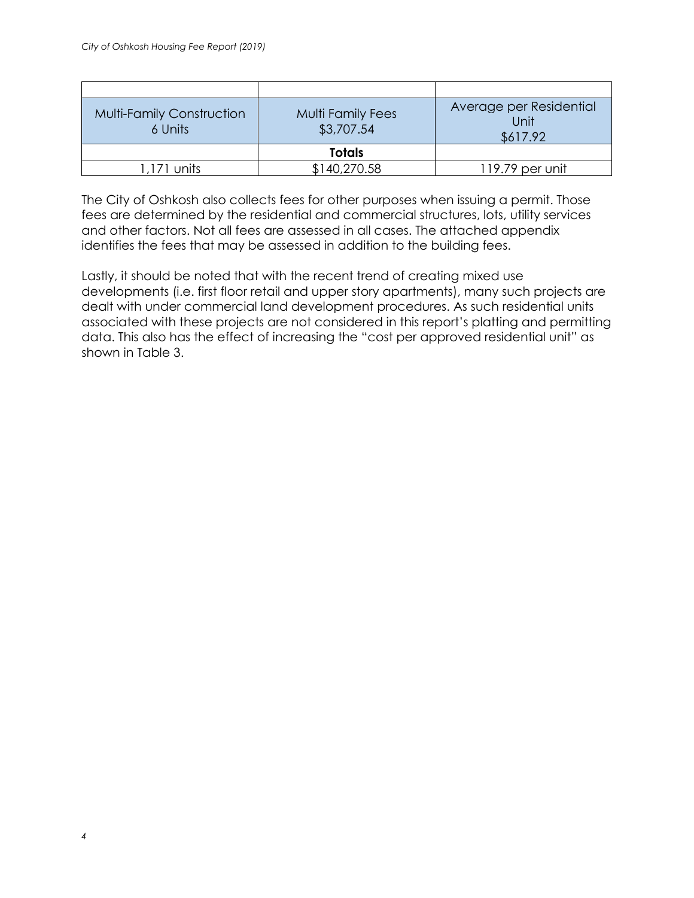| | | |
|---|---|---|
| Multi-Family Construction 6 Units | Multi Family Fees $3,707.54 | Average per Residential Unit $617.92 |
| | **Totals** | |
| 1,171 units | $140,270.58 | 119.79 per unit |

The City of Oshkosh also collects fees for other purposes when issuing a permit. Those fees are determined by the residential and commercial structures, lots, utility services and other factors. Not all fees are assessed in all cases. The attached appendix identifies the fees that may be assessed in addition to the building fees.

Lastly, it should be noted that with the recent trend of creating mixed use developments (i.e. first floor retail and upper story apartments), many such projects are dealt with under commercial land development procedures. As such residential units associated with these projects are not considered in this report's platting and permitting data. This also has the effect of increasing the "cost per approved residential unit" as shown in Table 3.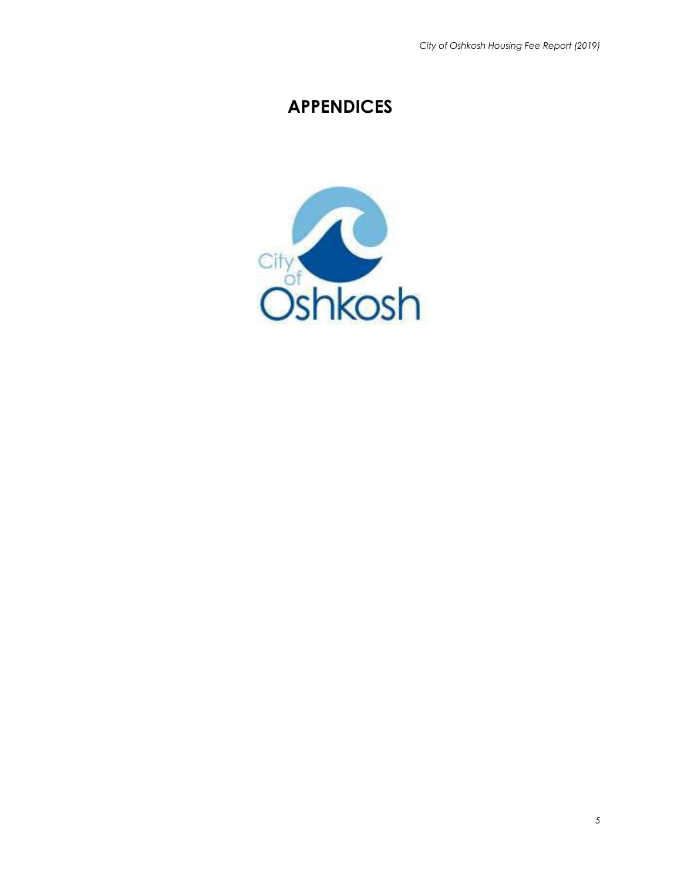# APPENDICES

City of Oshkosh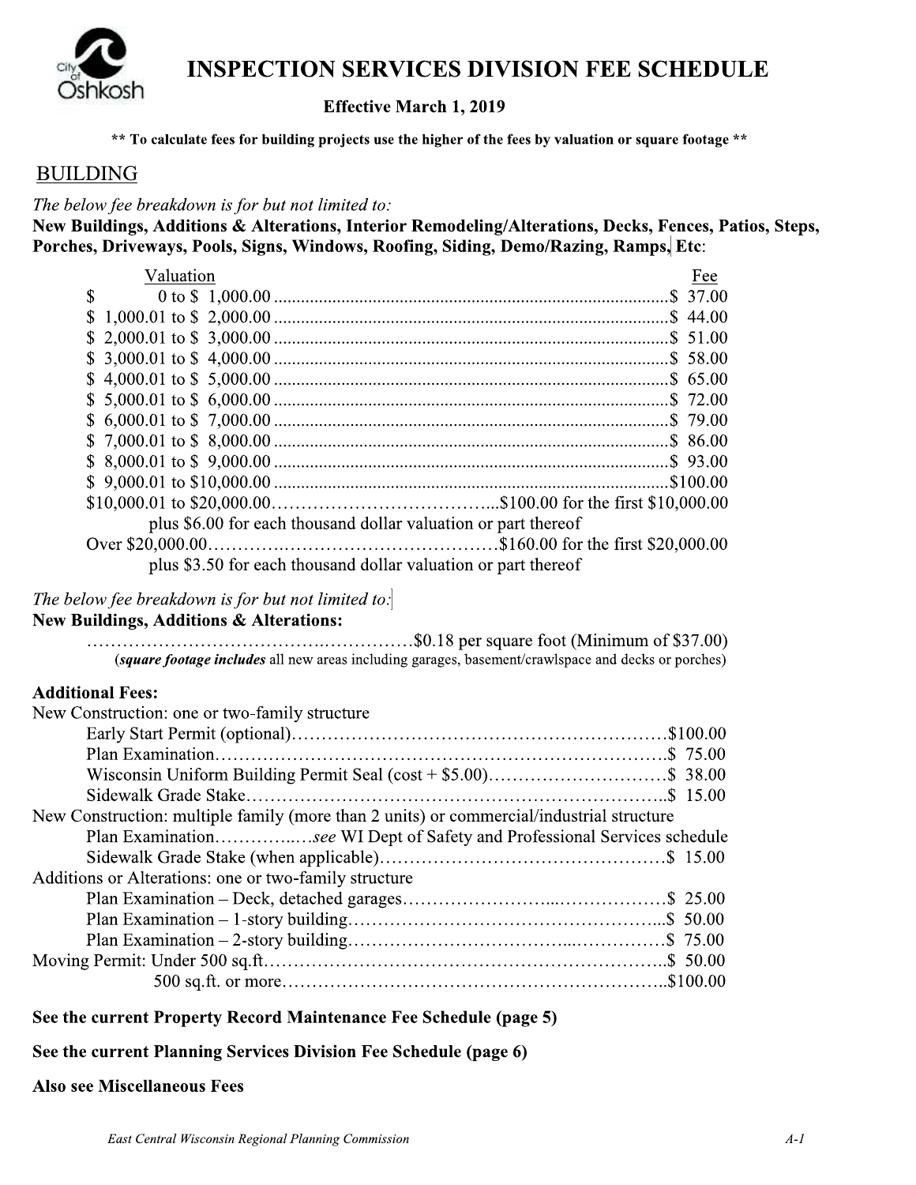# INSPECTION SERVICES DIVISION FEE SCHEDULE

**Effective March 1, 2019**

**\*\* To calculate fees for building projects use the higher of the fees by valuation or square footage \*\***

## BUILDING

*The below fee breakdown is for but not limited to:*
**New Buildings, Additions & Alterations, Interior Remodeling/Alterations, Decks, Fences, Patios, Steps, Porches, Driveways, Pools, Signs, Windows, Roofing, Siding, Demo/Razing, Ramps, Etc:**

| Valuation | Fee |
|---|---|
| $ 0 to $ 1,000.00 | $ 37.00 |
| $ 1,000.01 to $ 2,000.00 | $ 44.00 |
| $ 2,000.01 to $ 3,000.00 | $ 51.00 |
| $ 3,000.01 to $ 4,000.00 | $ 58.00 |
| $ 4,000.01 to $ 5,000.00 | $ 65.00 |
| $ 5,000.01 to $ 6,000.00 | $ 72.00 |
| $ 6,000.01 to $ 7,000.00 | $ 79.00 |
| $ 7,000.01 to $ 8,000.00 | $ 86.00 |
| $ 8,000.01 to $ 9,000.00 | $ 93.00 |
| $ 9,000.01 to $10,000.00 | $100.00 |
| $10,000.01 to $20,000.00 | $100.00 for the first $10,000.00 plus $6.00 for each thousand dollar valuation or part thereof |
| Over $20,000.00 | $160.00 for the first $20,000.00 plus $3.50 for each thousand dollar valuation or part thereof |

*The below fee breakdown is for but not limited to:*
**New Buildings, Additions & Alterations:**

…………$0.18 per square foot (Minimum of $37.00)
(***square footage includes*** all new areas including garages, basement/crawlspace and decks or porches)

**Additional Fees:**

New Construction: one or two-family structure

- Early Start Permit (optional)……$100.00
- Plan Examination……$ 75.00
- Wisconsin Uniform Building Permit Seal (cost + $5.00)……$ 38.00
- Sidewalk Grade Stake……$ 15.00

New Construction: multiple family (more than 2 units) or commercial/industrial structure

- Plan Examination……*see* WI Dept of Safety and Professional Services schedule
- Sidewalk Grade Stake (when applicable)……$ 15.00

Additions or Alterations: one or two-family structure

- Plan Examination – Deck, detached garages……$ 25.00
- Plan Examination – 1-story building……$ 50.00
- Plan Examination – 2-story building……$ 75.00

Moving Permit: Under 500 sq.ft.……$ 50.00
500 sq.ft. or more……$100.00

**See the current Property Record Maintenance Fee Schedule (page 5)**

**See the current Planning Services Division Fee Schedule (page 6)**

**Also see Miscellaneous Fees**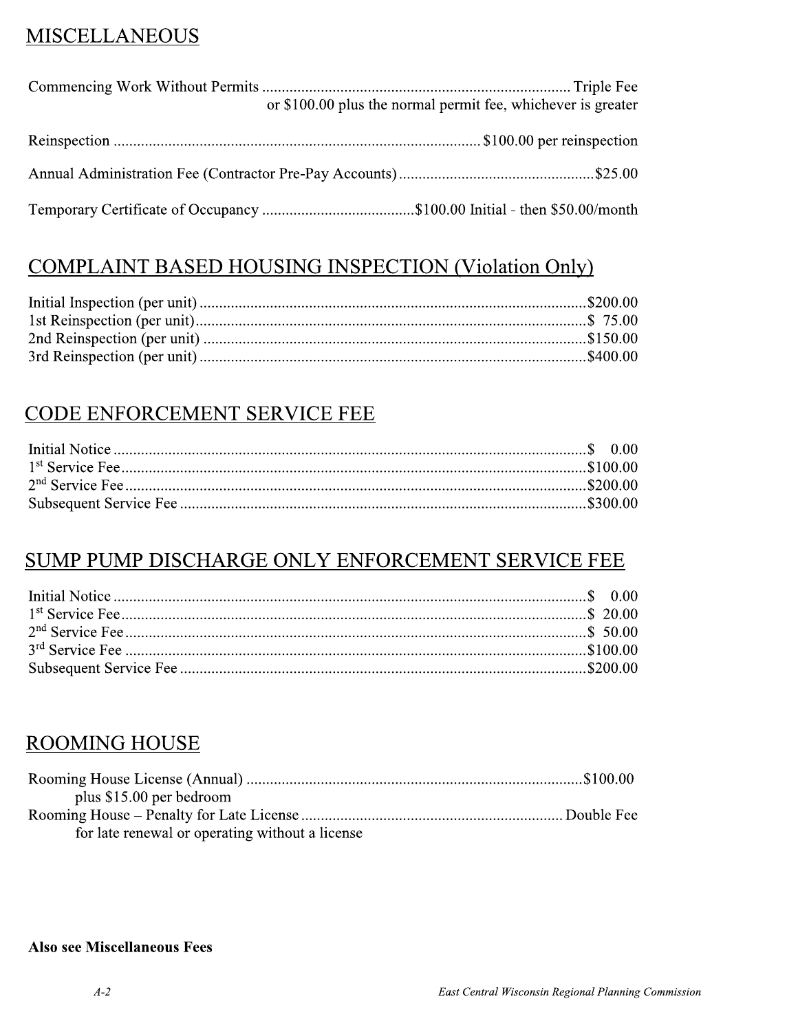## MISCELLANEOUS

Commencing Work Without Permits .......... Triple Fee
or $100.00 plus the normal permit fee, whichever is greater

Reinspection .......... $100.00 per reinspection

Annual Administration Fee (Contractor Pre-Pay Accounts) .......... $25.00

Temporary Certificate of Occupancy .......... $100.00 Initial - then $50.00/month

## COMPLAINT BASED HOUSING INSPECTION (Violation Only)

Initial Inspection (per unit) .......... $200.00
1st Reinspection (per unit) .......... $ 75.00
2nd Reinspection (per unit) .......... $150.00
3rd Reinspection (per unit) .......... $400.00

## CODE ENFORCEMENT SERVICE FEE

Initial Notice .......... $ 0.00
1st Service Fee .......... $100.00
2nd Service Fee .......... $200.00
Subsequent Service Fee .......... $300.00

## SUMP PUMP DISCHARGE ONLY ENFORCEMENT SERVICE FEE

Initial Notice .......... $ 0.00
1st Service Fee .......... $ 20.00
2nd Service Fee .......... $ 50.00
3rd Service Fee .......... $100.00
Subsequent Service Fee .......... $200.00

## ROOMING HOUSE

Rooming House License (Annual) .......... $100.00
plus $15.00 per bedroom
Rooming House – Penalty for Late License .......... Double Fee
for late renewal or operating without a license

**Also see Miscellaneous Fees**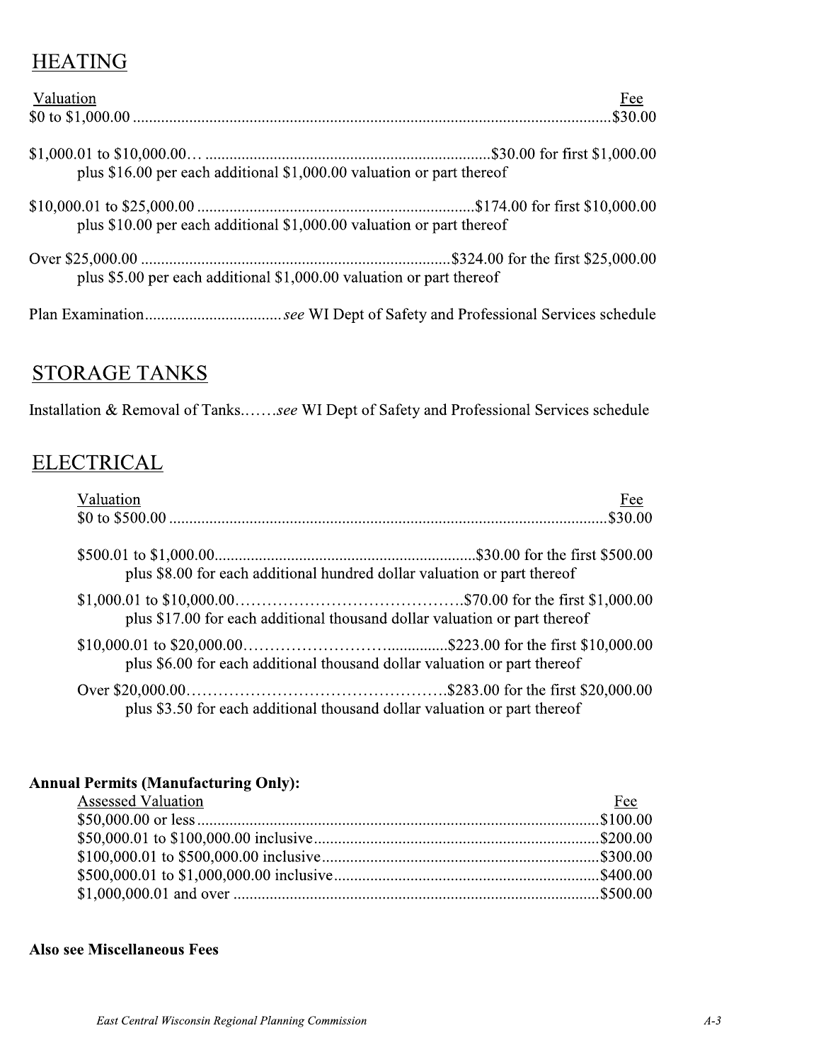## HEATING

| Valuation | Fee |
|---|---|
| $0 to $1,000.00 | $30.00 |
| $1,000.01 to $10,000.00… plus $16.00 per each additional $1,000.00 valuation or part thereof | $30.00 for first $1,000.00 |
| $10,000.01 to $25,000.00 plus $10.00 per each additional $1,000.00 valuation or part thereof | $174.00 for first $10,000.00 |
| Over $25,000.00 plus $5.00 per each additional $1,000.00 valuation or part thereof | $324.00 for the first $25,000.00 |

Plan Examination................................. *see* WI Dept of Safety and Professional Services schedule

## STORAGE TANKS

Installation & Removal of Tanks……. *see* WI Dept of Safety and Professional Services schedule

## ELECTRICAL

| Valuation | Fee |
|---|---|
| $0 to $500.00 | $30.00 |
| $500.01 to $1,000.00 plus $8.00 for each additional hundred dollar valuation or part thereof | $30.00 for the first $500.00 |
| $1,000.01 to $10,000.00 plus $17.00 for each additional thousand dollar valuation or part thereof | $70.00 for the first $1,000.00 |
| $10,000.01 to $20,000.00 plus $6.00 for each additional thousand dollar valuation or part thereof | $223.00 for the first $10,000.00 |
| Over $20,000.00 plus $3.50 for each additional thousand dollar valuation or part thereof | $283.00 for the first $20,000.00 |

**Annual Permits (Manufacturing Only):**

| Assessed Valuation | Fee |
|---|---|
| $50,000.00 or less | $100.00 |
| $50,000.01 to $100,000.00 inclusive | $200.00 |
| $100,000.01 to $500,000.00 inclusive | $300.00 |
| $500,000.01 to $1,000,000.00 inclusive | $400.00 |
| $1,000,000.01 and over | $500.00 |

**Also see Miscellaneous Fees**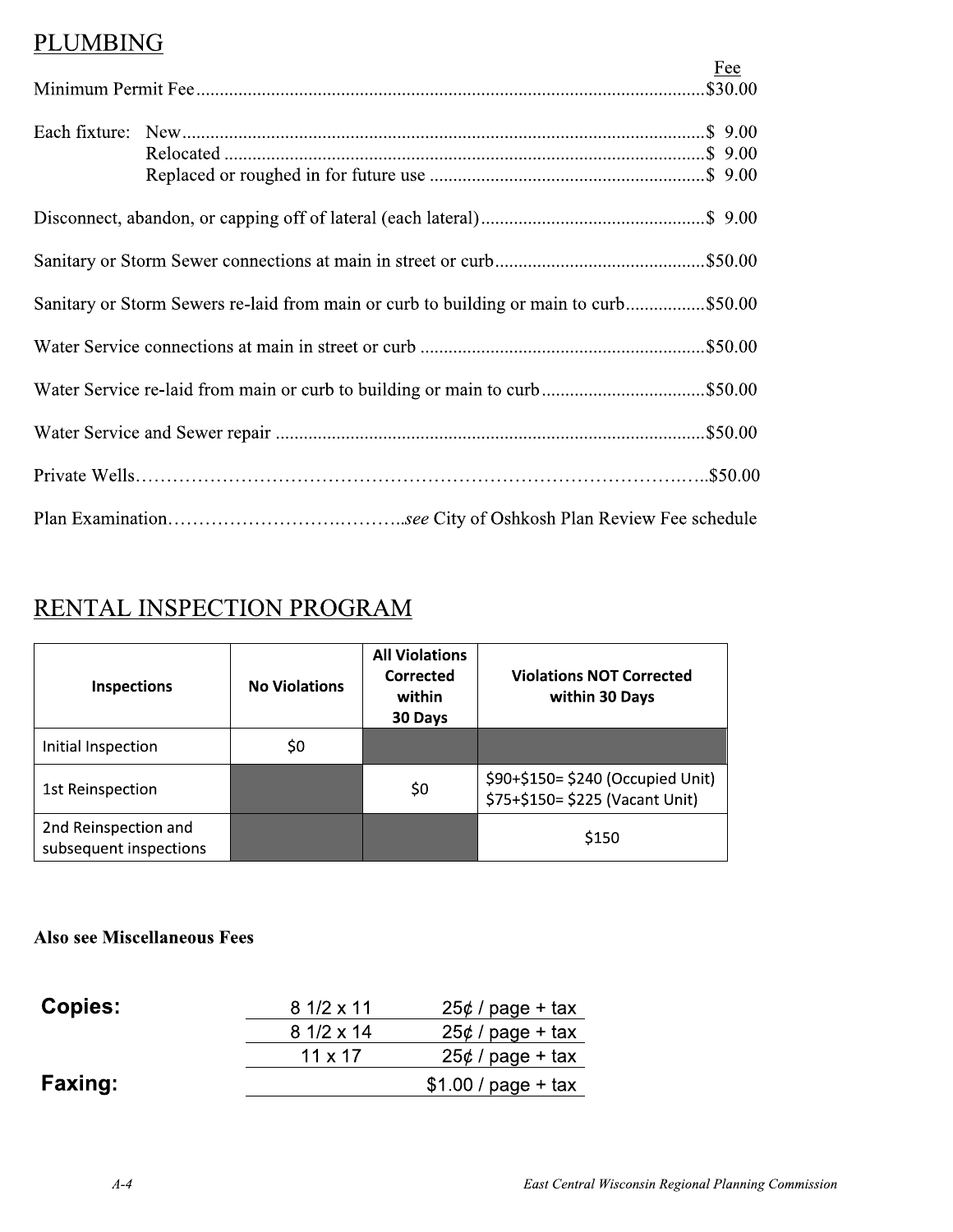## PLUMBING

| | Fee |
|---|---|
| Minimum Permit Fee | $30.00 |
| Each fixture: New | $ 9.00 |
| Relocated | $ 9.00 |
| Replaced or roughed in for future use | $ 9.00 |
| Disconnect, abandon, or capping off of lateral (each lateral) | $ 9.00 |
| Sanitary or Storm Sewer connections at main in street or curb | $50.00 |
| Sanitary or Storm Sewers re-laid from main or curb to building or main to curb | $50.00 |
| Water Service connections at main in street or curb | $50.00 |
| Water Service re-laid from main or curb to building or main to curb | $50.00 |
| Water Service and Sewer repair | $50.00 |
| Private Wells | $50.00 |
| Plan Examination | *see* City of Oshkosh Plan Review Fee schedule |

## RENTAL INSPECTION PROGRAM

| Inspections | No Violations | All Violations Corrected within 30 Days | Violations NOT Corrected within 30 Days |
|---|---|---|---|
| Initial Inspection | $0 | | |
| 1st Reinspection | | $0 | $90+$150= $240 (Occupied Unit)<br>$75+$150= $225 (Vacant Unit) |
| 2nd Reinspection and subsequent inspections | | | $150 |

**Also see Miscellaneous Fees**

| | | |
|---|---|---|
| **Copies:** | 8 1/2 x 11 | 25¢ / page + tax |
| | 8 1/2 x 14 | 25¢ / page + tax |
| | 11 x 17 | 25¢ / page + tax |
| **Faxing:** | | $1.00 / page + tax |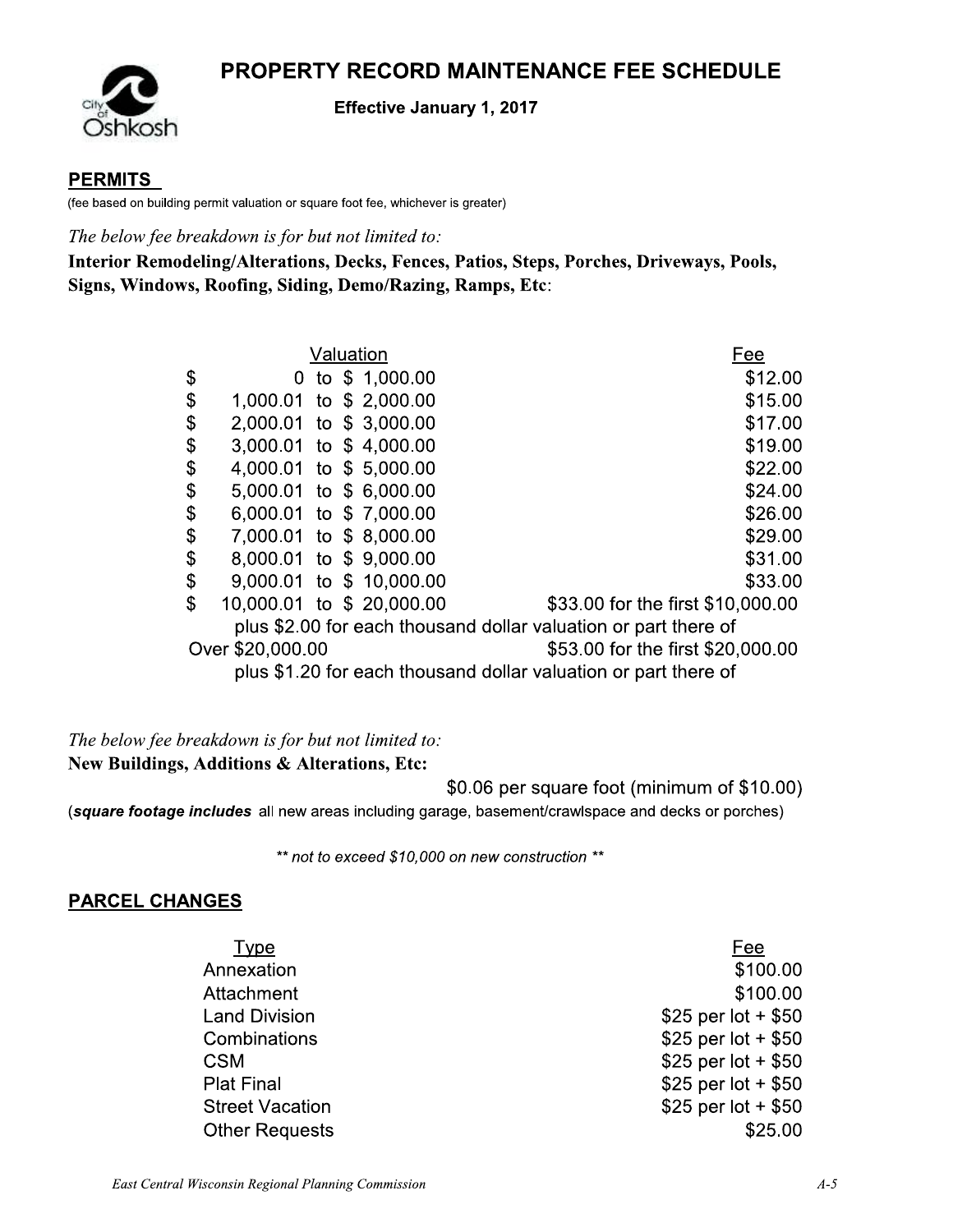# PROPERTY RECORD MAINTENANCE FEE SCHEDULE

**Effective January 1, 2017**

## PERMITS

(fee based on building permit valuation or square foot fee, whichever is greater)

*The below fee breakdown is for but not limited to:*

**Interior Remodeling/Alterations, Decks, Fences, Patios, Steps, Porches, Driveways, Pools, Signs, Windows, Roofing, Siding, Demo/Razing, Ramps, Etc**:

| Valuation | Fee |
|---|---|
| $ 0 to $ 1,000.00 | $12.00 |
| $ 1,000.01 to $ 2,000.00 | $15.00 |
| $ 2,000.01 to $ 3,000.00 | $17.00 |
| $ 3,000.01 to $ 4,000.00 | $19.00 |
| $ 4,000.01 to $ 5,000.00 | $22.00 |
| $ 5,000.01 to $ 6,000.00 | $24.00 |
| $ 6,000.01 to $ 7,000.00 | $26.00 |
| $ 7,000.01 to $ 8,000.00 | $29.00 |
| $ 8,000.01 to $ 9,000.00 | $31.00 |
| $ 9,000.01 to $ 10,000.00 | $33.00 |
| $ 10,000.01 to $ 20,000.00 | $33.00 for the first $10,000.00 plus $2.00 for each thousand dollar valuation or part there of |
| Over $20,000.00 | $53.00 for the first $20,000.00 plus $1.20 for each thousand dollar valuation or part there of |

*The below fee breakdown is for but not limited to:*

**New Buildings, Additions & Alterations, Etc:**

$0.06 per square foot (minimum of $10.00)

(***square footage includes*** all new areas including garage, basement/crawlspace and decks or porches)

*** not to exceed $10,000 on new construction ***

## PARCEL CHANGES

| Type | Fee |
|---|---|
| Annexation | $100.00 |
| Attachment | $100.00 |
| Land Division | $25 per lot + $50 |
| Combinations | $25 per lot + $50 |
| CSM | $25 per lot + $50 |
| Plat Final | $25 per lot + $50 |
| Street Vacation | $25 per lot + $50 |
| Other Requests | $25.00 |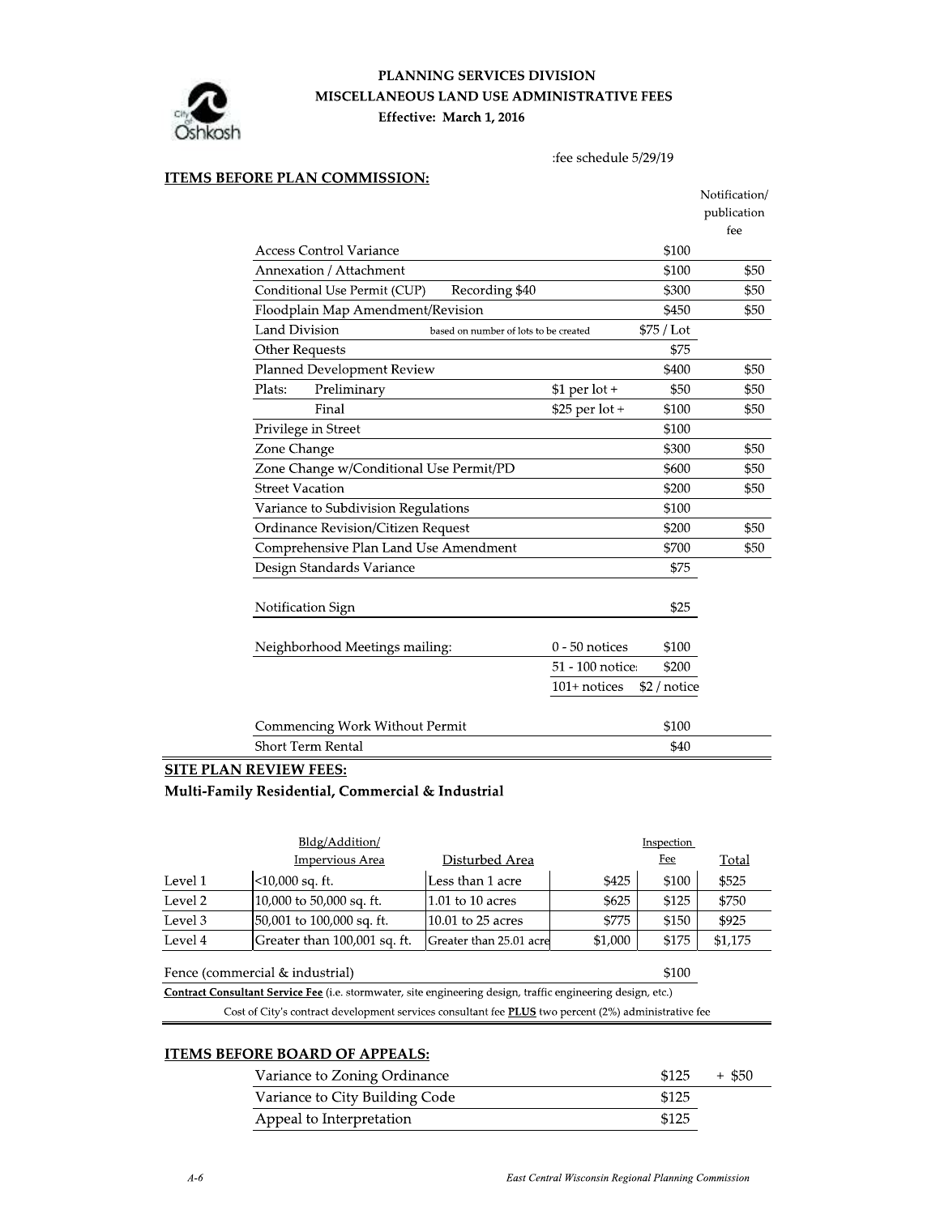**PLANNING SERVICES DIVISION**
**MISCELLANEOUS LAND USE ADMINISTRATIVE FEES**
**Effective: March 1, 2016**

:fee schedule 5/29/19

## ITEMS BEFORE PLAN COMMISSION:

| Item | | | Fee | Notification/ publication fee |
|---|---|---|---|---|
| Access Control Variance | | | $100 | |
| Annexation / Attachment | | | $100 | $50 |
| Conditional Use Permit (CUP) | Recording $40 | | $300 | $50 |
| Floodplain Map Amendment/Revision | | | $450 | $50 |
| Land Division | based on number of lots to be created | | $75 / Lot | |
| Other Requests | | | $75 | |
| Planned Development Review | | | $400 | $50 |
| Plats: Preliminary | | $1 per lot + | $50 | $50 |
| Plats: Final | | $25 per lot + | $100 | $50 |
| Privilege in Street | | | $100 | |
| Zone Change | | | $300 | $50 |
| Zone Change w/Conditional Use Permit/PD | | | $600 | $50 |
| Street Vacation | | | $200 | $50 |
| Variance to Subdivision Regulations | | | $100 | |
| Ordinance Revision/Citizen Request | | | $200 | $50 |
| Comprehensive Plan Land Use Amendment | | | $700 | $50 |
| Design Standards Variance | | | $75 | |
| Notification Sign | | | $25 | |
| Neighborhood Meetings mailing: | | 0 - 50 notices | $100 | |
| | | 51 - 100 notices | $200 | |
| | | 101+ notices | $2 / notice | |
| Commencing Work Without Permit | | | $100 | |
| Short Term Rental | | | $40 | |

## SITE PLAN REVIEW FEES:

**Multi-Family Residential, Commercial & Industrial**

| | Bldg/Addition/ Impervious Area | Disturbed Area | | Inspection Fee | Total |
|---|---|---|---|---|---|
| Level 1 | <10,000 sq. ft. | Less than 1 acre | $425 | $100 | $525 |
| Level 2 | 10,000 to 50,000 sq. ft. | 1.01 to 10 acres | $625 | $125 | $750 |
| Level 3 | 50,001 to 100,000 sq. ft. | 10.01 to 25 acres | $775 | $150 | $925 |
| Level 4 | Greater than 100,001 sq. ft. | Greater than 25.01 acre | $1,000 | $175 | $1,175 |

Fence (commercial & industrial) $100

**Contract Consultant Service Fee** (i.e. stormwater, site engineering design, traffic engineering design, etc.)

Cost of City's contract development services consultant fee **PLUS** two percent (2%) administrative fee

## ITEMS BEFORE BOARD OF APPEALS:

| Item | Fee | |
|---|---|---|
| Variance to Zoning Ordinance | $125 | + $50 |
| Variance to City Building Code | $125 | |
| Appeal to Interpretation | $125 | |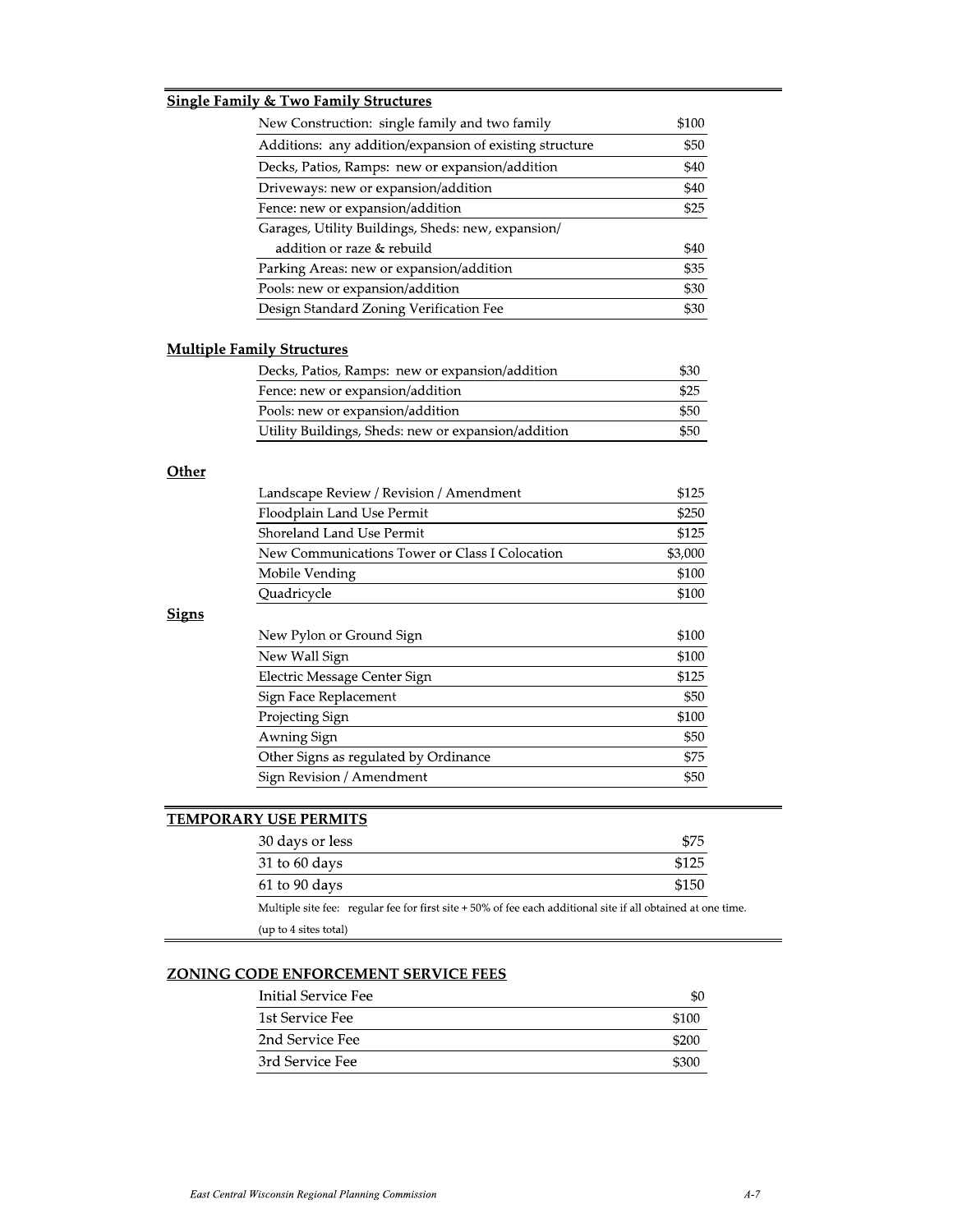## Single Family & Two Family Structures

| Item | Fee |
|---|---|
| New Construction: single family and two family | $100 |
| Additions: any addition/expansion of existing structure | $50 |
| Decks, Patios, Ramps: new or expansion/addition | $40 |
| Driveways: new or expansion/addition | $40 |
| Fence: new or expansion/addition | $25 |
| Garages, Utility Buildings, Sheds: new, expansion/ addition or raze & rebuild | $40 |
| Parking Areas: new or expansion/addition | $35 |
| Pools: new or expansion/addition | $30 |
| Design Standard Zoning Verification Fee | $30 |

## Multiple Family Structures

| Item | Fee |
|---|---|
| Decks, Patios, Ramps: new or expansion/addition | $30 |
| Fence: new or expansion/addition | $25 |
| Pools: new or expansion/addition | $50 |
| Utility Buildings, Sheds: new or expansion/addition | $50 |

## Other

| Item | Fee |
|---|---|
| Landscape Review / Revision / Amendment | $125 |
| Floodplain Land Use Permit | $250 |
| Shoreland Land Use Permit | $125 |
| New Communications Tower or Class I Colocation | $3,000 |
| Mobile Vending | $100 |
| Quadricycle | $100 |

## Signs

| Item | Fee |
|---|---|
| New Pylon or Ground Sign | $100 |
| New Wall Sign | $100 |
| Electric Message Center Sign | $125 |
| Sign Face Replacement | $50 |
| Projecting Sign | $100 |
| Awning Sign | $50 |
| Other Signs as regulated by Ordinance | $75 |
| Sign Revision / Amendment | $50 |

## TEMPORARY USE PERMITS

| Item | Fee |
|---|---|
| 30 days or less | $75 |
| 31 to 60 days | $125 |
| 61 to 90 days | $150 |

Multiple site fee: regular fee for first site + 50% of fee each additional site if all obtained at one time. (up to 4 sites total)

## ZONING CODE ENFORCEMENT SERVICE FEES

| Item | Fee |
|---|---|
| Initial Service Fee | $0 |
| 1st Service Fee | $100 |
| 2nd Service Fee | $200 |
| 3rd Service Fee | $300 |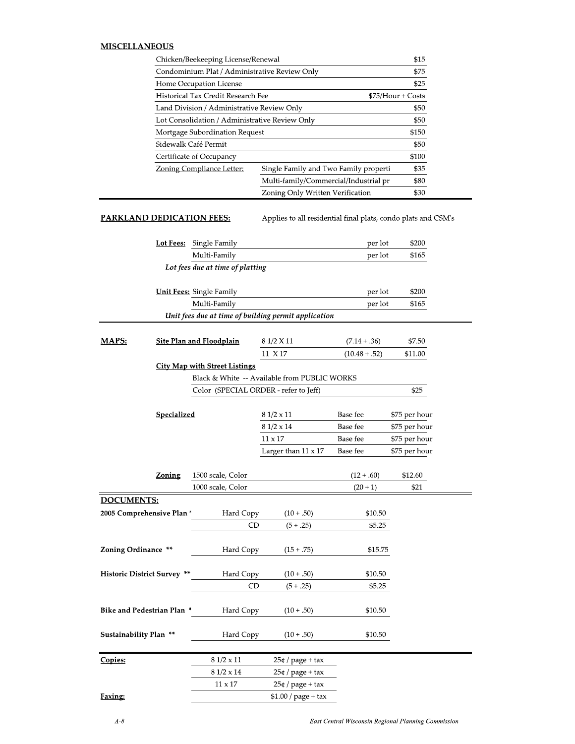## MISCELLANEOUS

| | | |
|---|---|---|
| Chicken/Beekeeping License/Renewal | | $15 |
| Condominium Plat / Administrative Review Only | | $75 |
| Home Occupation License | | $25 |
| Historical Tax Credit Research Fee | | $75/Hour + Costs |
| Land Division / Administrative Review Only | | $50 |
| Lot Consolidation / Administrative Review Only | | $50 |
| Mortgage Subordination Request | | $150 |
| Sidewalk Café Permit | | $50 |
| Certificate of Occupancy | | $100 |
| Zoning Compliance Letter: | Single Family and Two Family properti | $35 |
| | Multi-family/Commercial/Industrial pr | $80 |
| | Zoning Only Written Verification | $30 |

## PARKLAND DEDICATION FEES:

Applies to all residential final plats, condo plats and CSM's

| | | | |
|---|---|---|---|
| **Lot Fees:** | Single Family | per lot | $200 |
| | Multi-Family | per lot | $165 |

***Lot fees due at time of platting***

| | | | |
|---|---|---|---|
| **Unit Fees:** | Single Family | per lot | $200 |
| | Multi-Family | per lot | $165 |

***Unit fees due at time of building permit application***

## MAPS:

| | | | |
|---|---|---|---|
| **Site Plan and Floodplain** | 8 1/2 X 11 | (7.14 + .36) | $7.50 |
| | 11 X 17 | (10.48 + .52) | $11.00 |

**City Map with Street Listings**

| | |
|---|---|
| Black & White -- Available from PUBLIC WORKS | |
| Color (SPECIAL ORDER - refer to Jeff) | $25 |

| | | | |
|---|---|---|---|
| **Specialized** | 8 1/2 x 11 | Base fee | $75 per hour |
| | 8 1/2 x 14 | Base fee | $75 per hour |
| | 11 x 17 | Base fee | $75 per hour |
| | Larger than 11 x 17 | Base fee | $75 per hour |

| | | | |
|---|---|---|---|
| **Zoning** | 1500 scale, Color | (12 + .60) | $12.60 |
| | 1000 scale, Color | (20 + 1) | $21 |

## DOCUMENTS:

| | | | |
|---|---|---|---|
| **2005 Comprehensive Plan \*** | Hard Copy | (10 + .50) | $10.50 |
| | CD | (5 + .25) | $5.25 |
| **Zoning Ordinance \*\*** | Hard Copy | (15 + .75) | $15.75 |
| **Historic District Survey \*\*** | Hard Copy | (10 + .50) | $10.50 |
| | CD | (5 + .25) | $5.25 |
| **Bike and Pedestrian Plan \*** | Hard Copy | (10 + .50) | $10.50 |
| **Sustainability Plan \*\*** | Hard Copy | (10 + .50) | $10.50 |

| | | |
|---|---|---|
| **Copies:** | 8 1/2 x 11 | 25¢ / page + tax |
| | 8 1/2 x 14 | 25¢ / page + tax |
| | 11 x 17 | 25¢ / page + tax |
| **Faxing:** | | $1.00 / page + tax |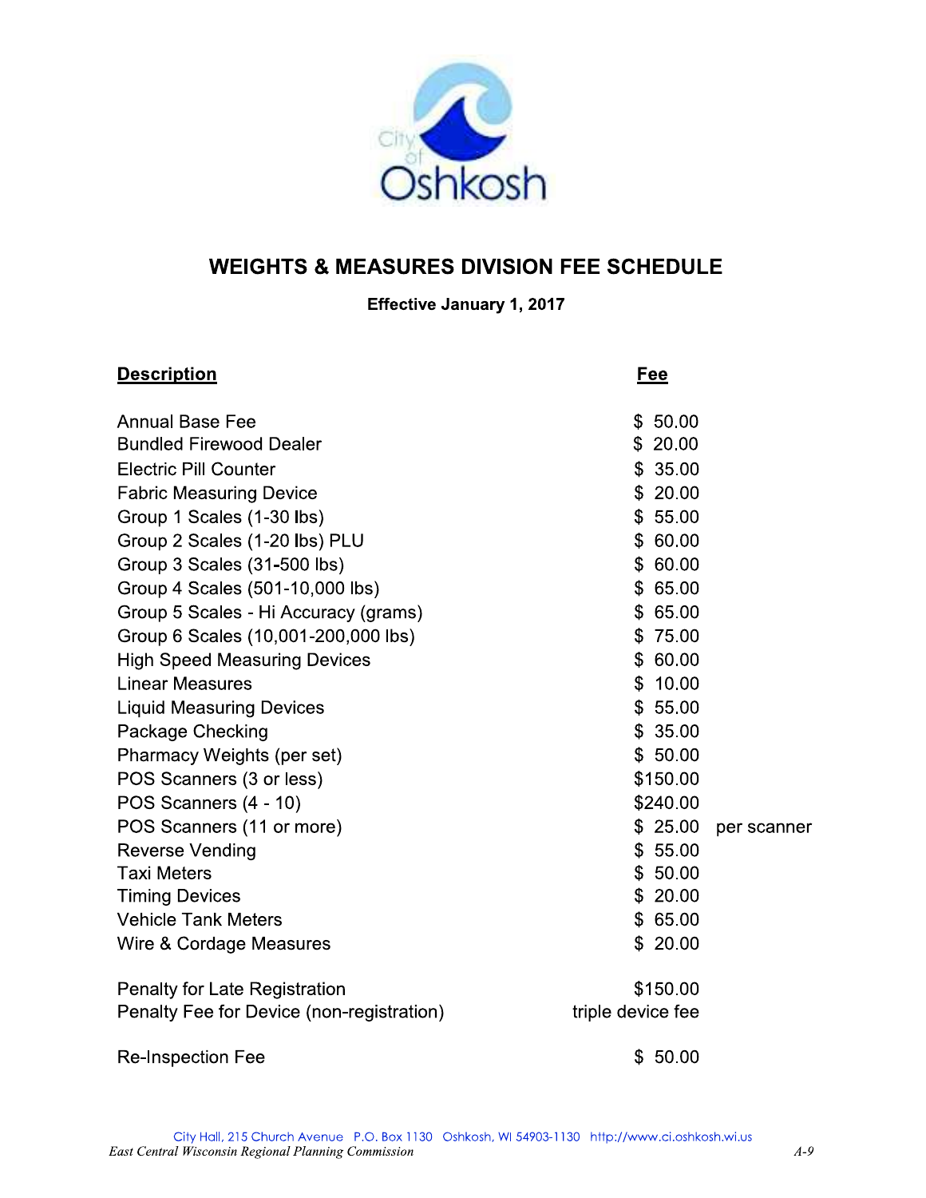# WEIGHTS & MEASURES DIVISION FEE SCHEDULE

**Effective January 1, 2017**

| Description | Fee | |
|---|---|---|
| Annual Base Fee | $ 50.00 | |
| Bundled Firewood Dealer | $ 20.00 | |
| Electric Pill Counter | $ 35.00 | |
| Fabric Measuring Device | $ 20.00 | |
| Group 1 Scales (1-30 lbs) | $ 55.00 | |
| Group 2 Scales (1-20 lbs) PLU | $ 60.00 | |
| Group 3 Scales (31-500 lbs) | $ 60.00 | |
| Group 4 Scales (501-10,000 lbs) | $ 65.00 | |
| Group 5 Scales - Hi Accuracy (grams) | $ 65.00 | |
| Group 6 Scales (10,001-200,000 lbs) | $ 75.00 | |
| High Speed Measuring Devices | $ 60.00 | |
| Linear Measures | $ 10.00 | |
| Liquid Measuring Devices | $ 55.00 | |
| Package Checking | $ 35.00 | |
| Pharmacy Weights (per set) | $ 50.00 | |
| POS Scanners (3 or less) | $150.00 | |
| POS Scanners (4 - 10) | $240.00 | |
| POS Scanners (11 or more) | $ 25.00 | per scanner |
| Reverse Vending | $ 55.00 | |
| Taxi Meters | $ 50.00 | |
| Timing Devices | $ 20.00 | |
| Vehicle Tank Meters | $ 65.00 | |
| Wire & Cordage Measures | $ 20.00 | |
| | | |
| Penalty for Late Registration | $150.00 | |
| Penalty Fee for Device (non-registration) | triple device fee | |
| | | |
| Re-Inspection Fee | $ 50.00 | |

City Hall, 215 Church Avenue P.O. Box 1130 Oshkosh, WI 54903-1130 http://www.ci.oshkosh.wi.us